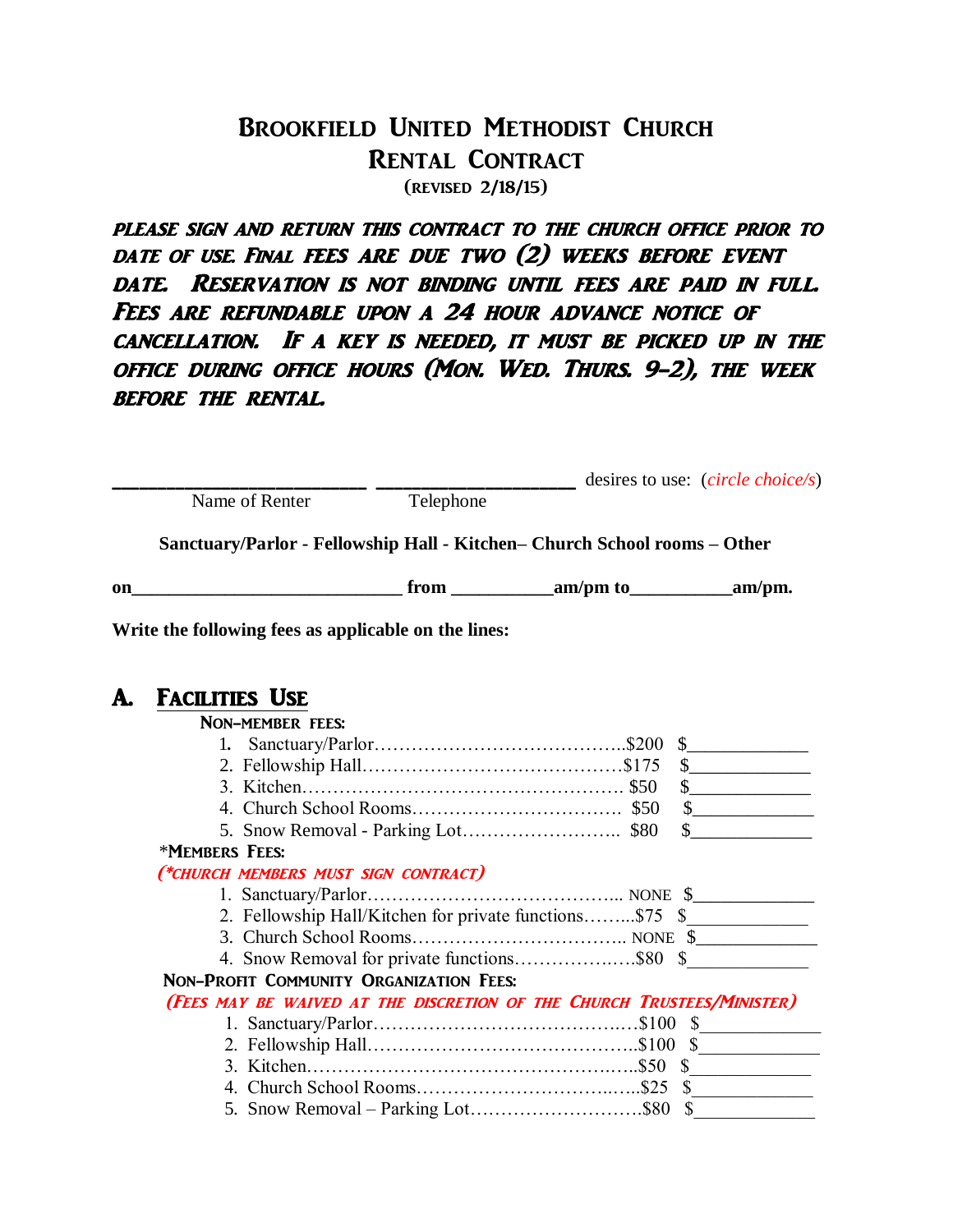# Brookfield United Methodist Church
## Rental Contract
(revised 2/18/15)

***Please sign and return this contract to the church office prior to date of use. Final fees are due two (2) weeks before event date. Reservation is not binding until fees are paid in full. Fees are refundable upon a 24 hour advance notice of cancellation. If a key is needed, it must be picked up in the office during office hours (Mon. Wed. Thurs. 9-2), the week before the rental.***

________________________ ___________________ desires to use: (*circle choice/s*)
Name of Renter                Telephone

**Sanctuary/Parlor - Fellowship Hall - Kitchen– Church School rooms – Other**

**on____________________________ from __________am/pm to__________am/pm.**

**Write the following fees as applicable on the lines:**

## A. Facilities Use

**Non-member fees:**

1. Sanctuary/Parlor……………………………………..$200 $____________
2. Fellowship Hall……………………………………$175 $____________
3. Kitchen…………………………………………… $50 $____________
4. Church School Rooms…………………………… $50 $____________
5. Snow Removal - Parking Lot…………………….. $80 $____________

**\*Members Fees:**

***(\*church members must sign contract)***

1. Sanctuary/Parlor………………………………….. NONE $____________
2. Fellowship Hall/Kitchen for private functions……...$75 $____________
3. Church School Rooms…………………………….. NONE $____________
4. Snow Removal for private functions…………….….$80 $____________

**Non-Profit Community Organization Fees:**

***(Fees may be waived at the discretion of the Church Trustees/Minister)***

1. Sanctuary/Parlor…………………………………….$100 $____________
2. Fellowship Hall……………………………………..$100 $____________
3. Kitchen……………………………………………...$50 $____________
4. Church School Rooms…………………………..….$25 $____________
5. Snow Removal – Parking Lot……………………….$80 $____________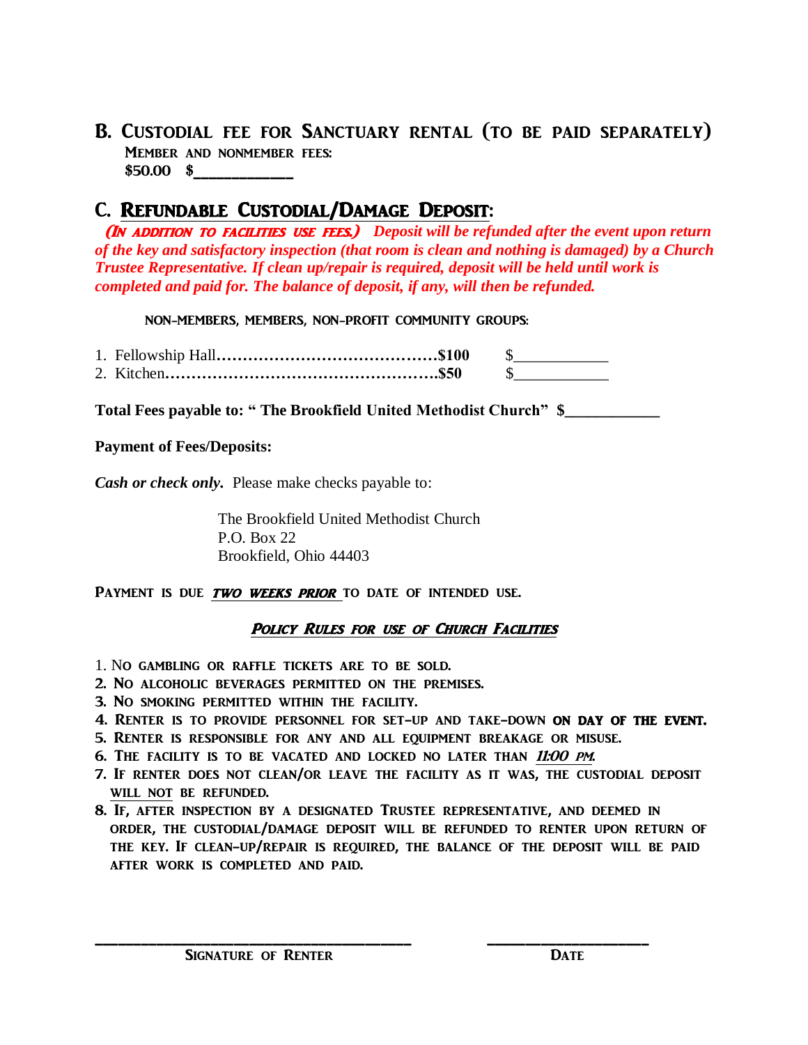## B. Custodial fee for Sanctuary rental (to be paid separately)

**Member and nonmember fees:**

**$50.00 $___________**

## C. Refundable Custodial/Damage Deposit:

***(In addition to facilities use fees.) Deposit will be refunded after the event upon return of the key and satisfactory inspection (that room is clean and nothing is damaged) by a Church Trustee Representative. If clean up/repair is required, deposit will be held until work is completed and paid for. The balance of deposit, if any, will then be refunded.***

**NON-MEMBERS, MEMBERS, NON-PROFIT COMMUNITY GROUPS:**

1. Fellowship Hall**……………………………………$100** $___________
2. Kitchen**……………………………………………..$50** $___________

**Total Fees payable to: " The Brookfield United Methodist Church" $___________**

**Payment of Fees/Deposits:**

***Cash or check only.*** Please make checks payable to:

The Brookfield United Methodist Church
P.O. Box 22
Brookfield, Ohio 44403

**Payment is due *TWO WEEKS PRIOR* to date of intended use.**

### *Policy Rules for use of Church Facilities*

1. **No gambling or raffle tickets are to be sold.**
2. **No alcoholic beverages permitted on the premises.**
3. **No smoking permitted within the facility.**
4. **Renter is to provide personnel for set-up and take-down on day of the event.**
5. **Renter is responsible for any and all equipment breakage or misuse.**
6. **The facility is to be vacated and locked no later than *11:00 pm.***
7. **If renter does not clean/or leave the facility as it was, the custodial deposit will not be refunded.**
8. **If, after inspection by a designated Trustee representative, and deemed in order, the custodial/damage deposit will be refunded to renter upon return of the key. If clean-up/repair is required, the balance of the deposit will be paid after work is completed and paid.**

________________________________________ ____________________

**Signature of Renter** **Date**